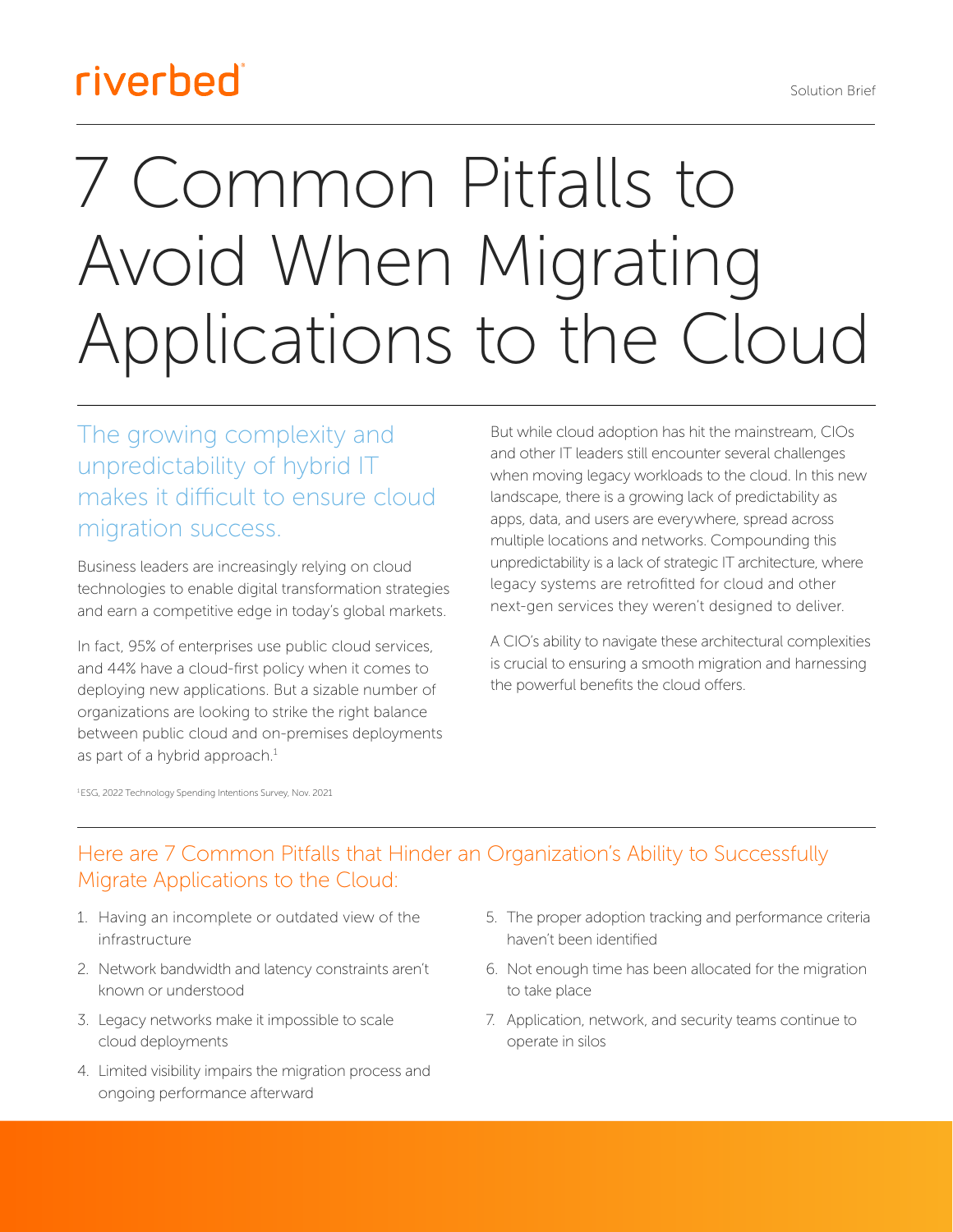riverbed

Solution Brief

# 7 Common Pitfalls to Avoid When Migrating Applications to the Cloud

## The growing complexity and unpredictability of hybrid IT makes it difficult to ensure cloud migration success.

Business leaders are increasingly relying on cloud technologies to enable digital transformation strategies and earn a competitive edge in today's global markets.

In fact, 95% of enterprises use public cloud services, and 44% have a cloud-first policy when it comes to deploying new applications. But a sizable number of organizations are looking to strike the right balance between public cloud and on-premises deployments as part of a hybrid approach.[1]

But while cloud adoption has hit the mainstream, CIOs and other IT leaders still encounter several challenges when moving legacy workloads to the cloud. In this new landscape, there is a growing lack of predictability as apps, data, and users are everywhere, spread across multiple locations and networks. Compounding this unpredictability is a lack of strategic IT architecture, where legacy systems are retrofitted for cloud and other next-gen services they weren't designed to deliver.

A CIO's ability to navigate these architectural complexities is crucial to ensuring a smooth migration and harnessing the powerful benefits the cloud offers.

[1] ESG, 2022 Technology Spending Intentions Survey, Nov. 2021

## Here are 7 Common Pitfalls that Hinder an Organization's Ability to Successfully Migrate Applications to the Cloud:

1. Having an incomplete or outdated view of the infrastructure
2. Network bandwidth and latency constraints aren't known or understood
3. Legacy networks make it impossible to scale cloud deployments
4. Limited visibility impairs the migration process and ongoing performance afterward
5. The proper adoption tracking and performance criteria haven't been identified
6. Not enough time has been allocated for the migration to take place
7. Application, network, and security teams continue to operate in silos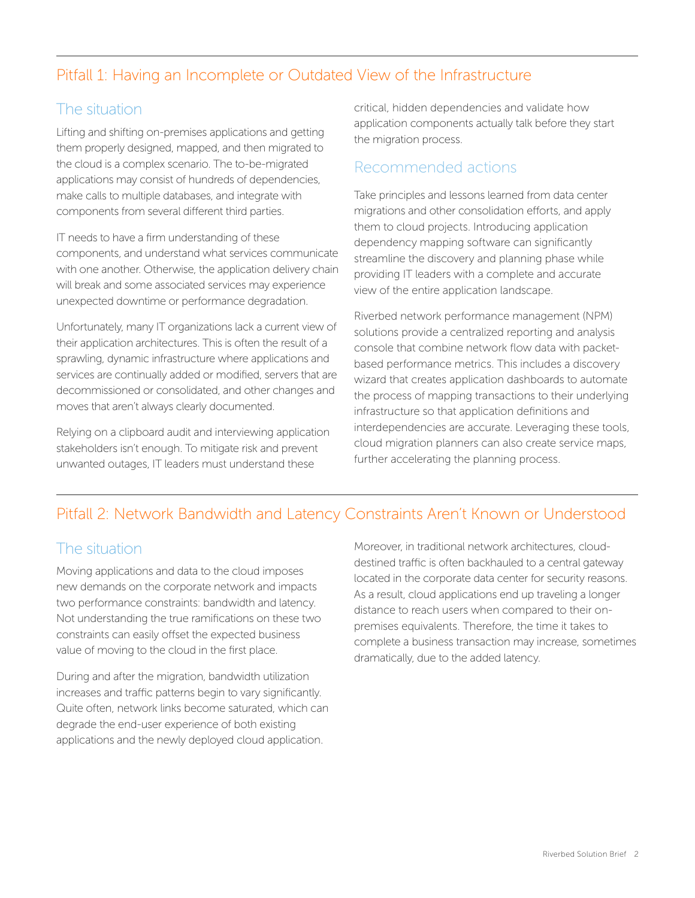## Pitfall 1: Having an Incomplete or Outdated View of the Infrastructure

### The situation

Lifting and shifting on-premises applications and getting them properly designed, mapped, and then migrated to the cloud is a complex scenario. The to-be-migrated applications may consist of hundreds of dependencies, make calls to multiple databases, and integrate with components from several different third parties.

IT needs to have a firm understanding of these components, and understand what services communicate with one another. Otherwise, the application delivery chain will break and some associated services may experience unexpected downtime or performance degradation.

Unfortunately, many IT organizations lack a current view of their application architectures. This is often the result of a sprawling, dynamic infrastructure where applications and services are continually added or modified, servers that are decommissioned or consolidated, and other changes and moves that aren't always clearly documented.

Relying on a clipboard audit and interviewing application stakeholders isn't enough. To mitigate risk and prevent unwanted outages, IT leaders must understand these critical, hidden dependencies and validate how application components actually talk before they start the migration process.

### Recommended actions

Take principles and lessons learned from data center migrations and other consolidation efforts, and apply them to cloud projects. Introducing application dependency mapping software can significantly streamline the discovery and planning phase while providing IT leaders with a complete and accurate view of the entire application landscape.

Riverbed network performance management (NPM) solutions provide a centralized reporting and analysis console that combine network flow data with packet-based performance metrics. This includes a discovery wizard that creates application dashboards to automate the process of mapping transactions to their underlying infrastructure so that application definitions and interdependencies are accurate. Leveraging these tools, cloud migration planners can also create service maps, further accelerating the planning process.

## Pitfall 2: Network Bandwidth and Latency Constraints Aren't Known or Understood

### The situation

Moving applications and data to the cloud imposes new demands on the corporate network and impacts two performance constraints: bandwidth and latency. Not understanding the true ramifications on these two constraints can easily offset the expected business value of moving to the cloud in the first place.

During and after the migration, bandwidth utilization increases and traffic patterns begin to vary significantly. Quite often, network links become saturated, which can degrade the end-user experience of both existing applications and the newly deployed cloud application.

Moreover, in traditional network architectures, cloud-destined traffic is often backhauled to a central gateway located in the corporate data center for security reasons. As a result, cloud applications end up traveling a longer distance to reach users when compared to their on-premises equivalents. Therefore, the time it takes to complete a business transaction may increase, sometimes dramatically, due to the added latency.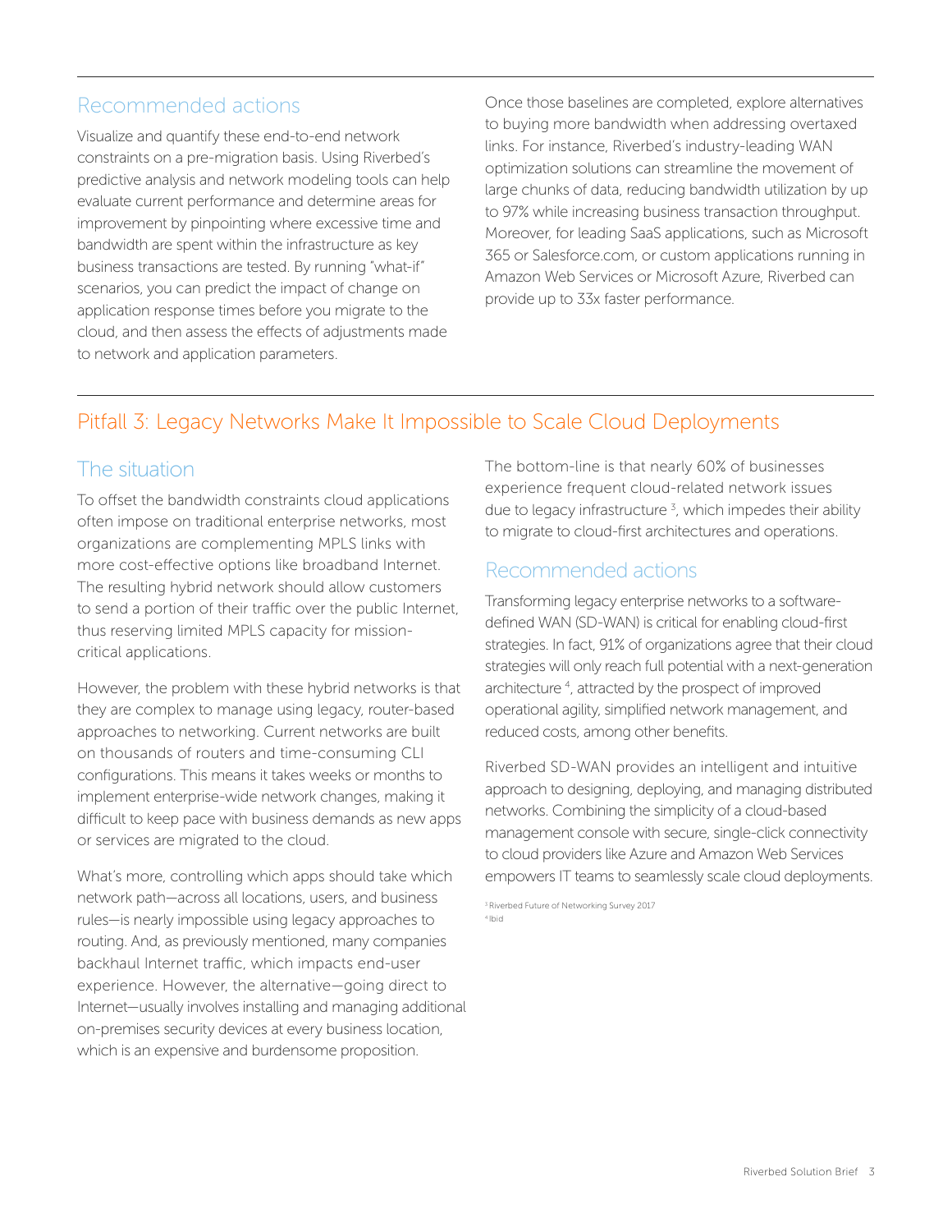## Recommended actions

Visualize and quantify these end-to-end network constraints on a pre-migration basis. Using Riverbed's predictive analysis and network modeling tools can help evaluate current performance and determine areas for improvement by pinpointing where excessive time and bandwidth are spent within the infrastructure as key business transactions are tested. By running "what-if" scenarios, you can predict the impact of change on application response times before you migrate to the cloud, and then assess the effects of adjustments made to network and application parameters.

Once those baselines are completed, explore alternatives to buying more bandwidth when addressing overtaxed links. For instance, Riverbed's industry-leading WAN optimization solutions can streamline the movement of large chunks of data, reducing bandwidth utilization by up to 97% while increasing business transaction throughput. Moreover, for leading SaaS applications, such as Microsoft 365 or Salesforce.com, or custom applications running in Amazon Web Services or Microsoft Azure, Riverbed can provide up to 33x faster performance.

# Pitfall 3: Legacy Networks Make It Impossible to Scale Cloud Deployments

## The situation

To offset the bandwidth constraints cloud applications often impose on traditional enterprise networks, most organizations are complementing MPLS links with more cost-effective options like broadband Internet. The resulting hybrid network should allow customers to send a portion of their traffic over the public Internet, thus reserving limited MPLS capacity for mission-critical applications.

However, the problem with these hybrid networks is that they are complex to manage using legacy, router-based approaches to networking. Current networks are built on thousands of routers and time-consuming CLI configurations. This means it takes weeks or months to implement enterprise-wide network changes, making it difficult to keep pace with business demands as new apps or services are migrated to the cloud.

What's more, controlling which apps should take which network path—across all locations, users, and business rules—is nearly impossible using legacy approaches to routing. And, as previously mentioned, many companies backhaul Internet traffic, which impacts end-user experience. However, the alternative—going direct to Internet—usually involves installing and managing additional on-premises security devices at every business location, which is an expensive and burdensome proposition.

The bottom-line is that nearly 60% of businesses experience frequent cloud-related network issues due to legacy infrastructure [3], which impedes their ability to migrate to cloud-first architectures and operations.

## Recommended actions

Transforming legacy enterprise networks to a software-defined WAN (SD-WAN) is critical for enabling cloud-first strategies. In fact, 91% of organizations agree that their cloud strategies will only reach full potential with a next-generation architecture [4], attracted by the prospect of improved operational agility, simplified network management, and reduced costs, among other benefits.

Riverbed SD-WAN provides an intelligent and intuitive approach to designing, deploying, and managing distributed networks. Combining the simplicity of a cloud-based management console with secure, single-click connectivity to cloud providers like Azure and Amazon Web Services empowers IT teams to seamlessly scale cloud deployments.

[3] Riverbed Future of Networking Survey 2017
[4] Ibid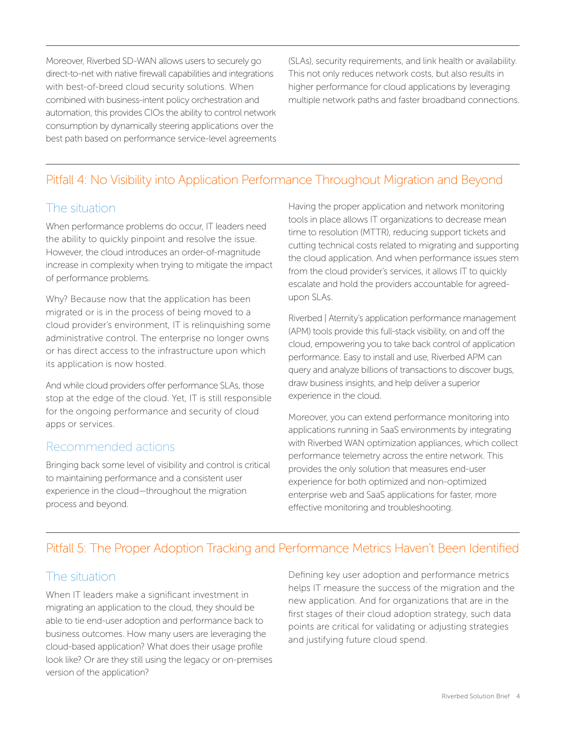Moreover, Riverbed SD-WAN allows users to securely go direct-to-net with native firewall capabilities and integrations with best-of-breed cloud security solutions. When combined with business-intent policy orchestration and automation, this provides CIOs the ability to control network consumption by dynamically steering applications over the best path based on performance service-level agreements (SLAs), security requirements, and link health or availability. This not only reduces network costs, but also results in higher performance for cloud applications by leveraging multiple network paths and faster broadband connections.

## Pitfall 4: No Visibility into Application Performance Throughout Migration and Beyond

### The situation

When performance problems do occur, IT leaders need the ability to quickly pinpoint and resolve the issue. However, the cloud introduces an order-of-magnitude increase in complexity when trying to mitigate the impact of performance problems.

Why? Because now that the application has been migrated or is in the process of being moved to a cloud provider's environment, IT is relinquishing some administrative control. The enterprise no longer owns or has direct access to the infrastructure upon which its application is now hosted.

And while cloud providers offer performance SLAs, those stop at the edge of the cloud. Yet, IT is still responsible for the ongoing performance and security of cloud apps or services.

### Recommended actions

Bringing back some level of visibility and control is critical to maintaining performance and a consistent user experience in the cloud—throughout the migration process and beyond.

Having the proper application and network monitoring tools in place allows IT organizations to decrease mean time to resolution (MTTR), reducing support tickets and cutting technical costs related to migrating and supporting the cloud application. And when performance issues stem from the cloud provider's services, it allows IT to quickly escalate and hold the providers accountable for agreed-upon SLAs.

Riverbed | Aternity's application performance management (APM) tools provide this full-stack visibility, on and off the cloud, empowering you to take back control of application performance. Easy to install and use, Riverbed APM can query and analyze billions of transactions to discover bugs, draw business insights, and help deliver a superior experience in the cloud.

Moreover, you can extend performance monitoring into applications running in SaaS environments by integrating with Riverbed WAN optimization appliances, which collect performance telemetry across the entire network. This provides the only solution that measures end-user experience for both optimized and non-optimized enterprise web and SaaS applications for faster, more effective monitoring and troubleshooting.

## Pitfall 5: The Proper Adoption Tracking and Performance Metrics Haven't Been Identified

### The situation

When IT leaders make a significant investment in migrating an application to the cloud, they should be able to tie end-user adoption and performance back to business outcomes. How many users are leveraging the cloud-based application? What does their usage profile look like? Or are they still using the legacy or on-premises version of the application?

Defining key user adoption and performance metrics helps IT measure the success of the migration and the new application. And for organizations that are in the first stages of their cloud adoption strategy, such data points are critical for validating or adjusting strategies and justifying future cloud spend.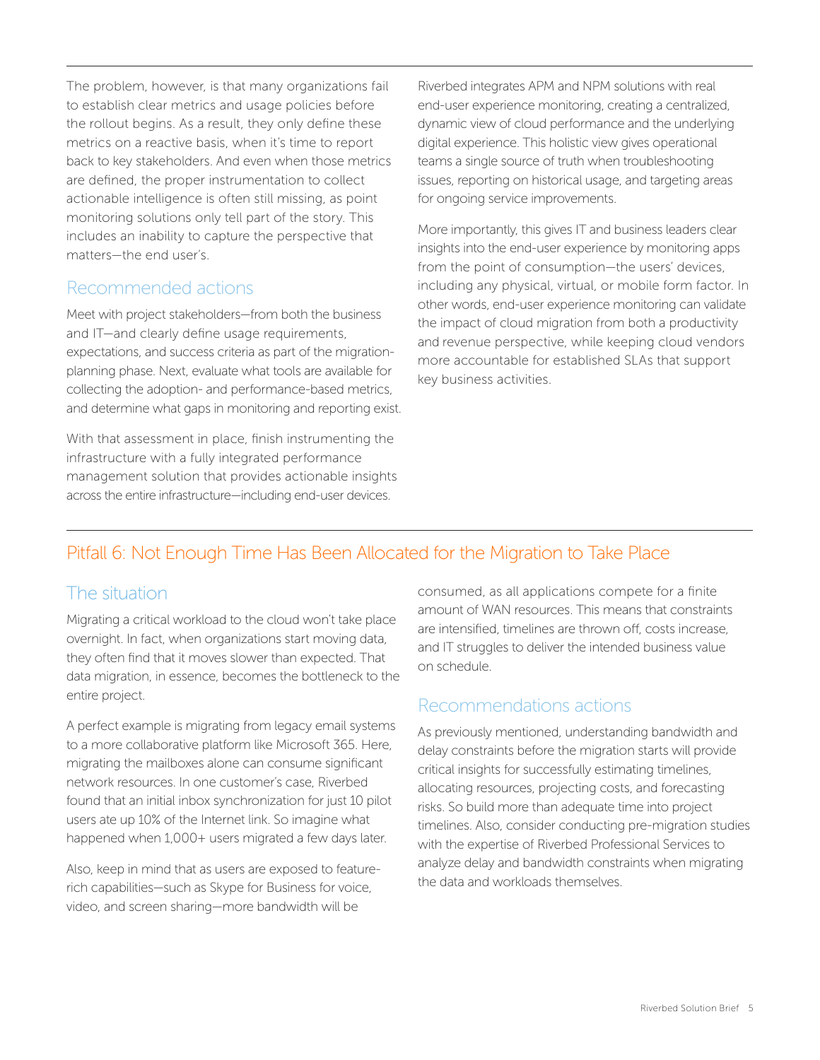The problem, however, is that many organizations fail to establish clear metrics and usage policies before the rollout begins. As a result, they only define these metrics on a reactive basis, when it's time to report back to key stakeholders. And even when those metrics are defined, the proper instrumentation to collect actionable intelligence is often still missing, as point monitoring solutions only tell part of the story. This includes an inability to capture the perspective that matters—the end user's.

### Recommended actions

Meet with project stakeholders—from both the business and IT—and clearly define usage requirements, expectations, and success criteria as part of the migration-planning phase. Next, evaluate what tools are available for collecting the adoption- and performance-based metrics, and determine what gaps in monitoring and reporting exist.

With that assessment in place, finish instrumenting the infrastructure with a fully integrated performance management solution that provides actionable insights across the entire infrastructure—including end-user devices.

Riverbed integrates APM and NPM solutions with real end-user experience monitoring, creating a centralized, dynamic view of cloud performance and the underlying digital experience. This holistic view gives operational teams a single source of truth when troubleshooting issues, reporting on historical usage, and targeting areas for ongoing service improvements.

More importantly, this gives IT and business leaders clear insights into the end-user experience by monitoring apps from the point of consumption—the users' devices, including any physical, virtual, or mobile form factor. In other words, end-user experience monitoring can validate the impact of cloud migration from both a productivity and revenue perspective, while keeping cloud vendors more accountable for established SLAs that support key business activities.

## Pitfall 6: Not Enough Time Has Been Allocated for the Migration to Take Place

### The situation

Migrating a critical workload to the cloud won't take place overnight. In fact, when organizations start moving data, they often find that it moves slower than expected. That data migration, in essence, becomes the bottleneck to the entire project.

A perfect example is migrating from legacy email systems to a more collaborative platform like Microsoft 365. Here, migrating the mailboxes alone can consume significant network resources. In one customer's case, Riverbed found that an initial inbox synchronization for just 10 pilot users ate up 10% of the Internet link. So imagine what happened when 1,000+ users migrated a few days later.

Also, keep in mind that as users are exposed to feature-rich capabilities—such as Skype for Business for voice, video, and screen sharing—more bandwidth will be consumed, as all applications compete for a finite amount of WAN resources. This means that constraints are intensified, timelines are thrown off, costs increase, and IT struggles to deliver the intended business value on schedule.

### Recommendations actions

As previously mentioned, understanding bandwidth and delay constraints before the migration starts will provide critical insights for successfully estimating timelines, allocating resources, projecting costs, and forecasting risks. So build more than adequate time into project timelines. Also, consider conducting pre-migration studies with the expertise of Riverbed Professional Services to analyze delay and bandwidth constraints when migrating the data and workloads themselves.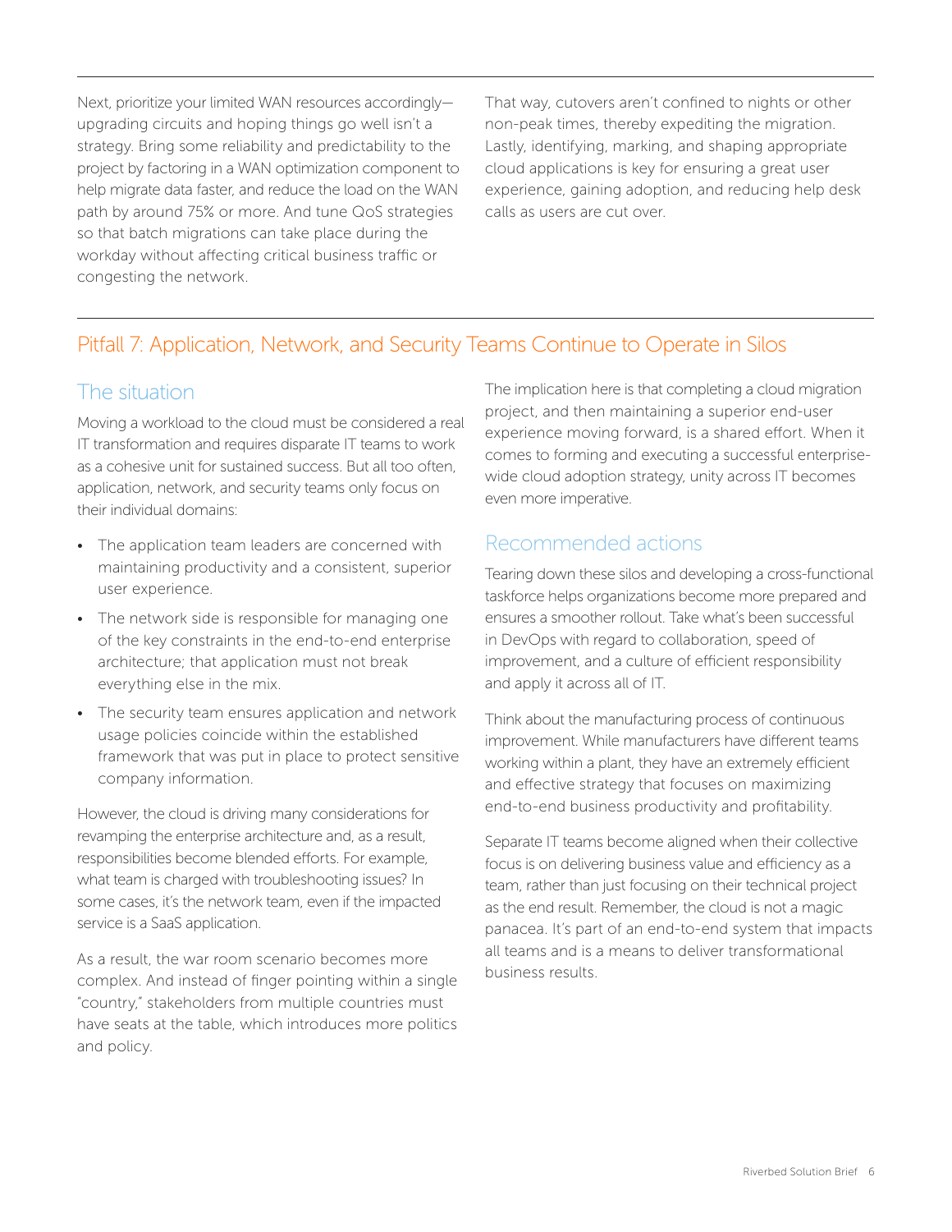Next, prioritize your limited WAN resources accordingly—upgrading circuits and hoping things go well isn't a strategy. Bring some reliability and predictability to the project by factoring in a WAN optimization component to help migrate data faster, and reduce the load on the WAN path by around 75% or more. And tune QoS strategies so that batch migrations can take place during the workday without affecting critical business traffic or congesting the network.

That way, cutovers aren't confined to nights or other non-peak times, thereby expediting the migration. Lastly, identifying, marking, and shaping appropriate cloud applications is key for ensuring a great user experience, gaining adoption, and reducing help desk calls as users are cut over.

## Pitfall 7: Application, Network, and Security Teams Continue to Operate in Silos

### The situation

Moving a workload to the cloud must be considered a real IT transformation and requires disparate IT teams to work as a cohesive unit for sustained success. But all too often, application, network, and security teams only focus on their individual domains:

- The application team leaders are concerned with maintaining productivity and a consistent, superior user experience.
- The network side is responsible for managing one of the key constraints in the end-to-end enterprise architecture; that application must not break everything else in the mix.
- The security team ensures application and network usage policies coincide within the established framework that was put in place to protect sensitive company information.

However, the cloud is driving many considerations for revamping the enterprise architecture and, as a result, responsibilities become blended efforts. For example, what team is charged with troubleshooting issues? In some cases, it's the network team, even if the impacted service is a SaaS application.

As a result, the war room scenario becomes more complex. And instead of finger pointing within a single "country," stakeholders from multiple countries must have seats at the table, which introduces more politics and policy.

The implication here is that completing a cloud migration project, and then maintaining a superior end-user experience moving forward, is a shared effort. When it comes to forming and executing a successful enterprise-wide cloud adoption strategy, unity across IT becomes even more imperative.

### Recommended actions

Tearing down these silos and developing a cross-functional taskforce helps organizations become more prepared and ensures a smoother rollout. Take what's been successful in DevOps with regard to collaboration, speed of improvement, and a culture of efficient responsibility and apply it across all of IT.

Think about the manufacturing process of continuous improvement. While manufacturers have different teams working within a plant, they have an extremely efficient and effective strategy that focuses on maximizing end-to-end business productivity and profitability.

Separate IT teams become aligned when their collective focus is on delivering business value and efficiency as a team, rather than just focusing on their technical project as the end result. Remember, the cloud is not a magic panacea. It's part of an end-to-end system that impacts all teams and is a means to deliver transformational business results.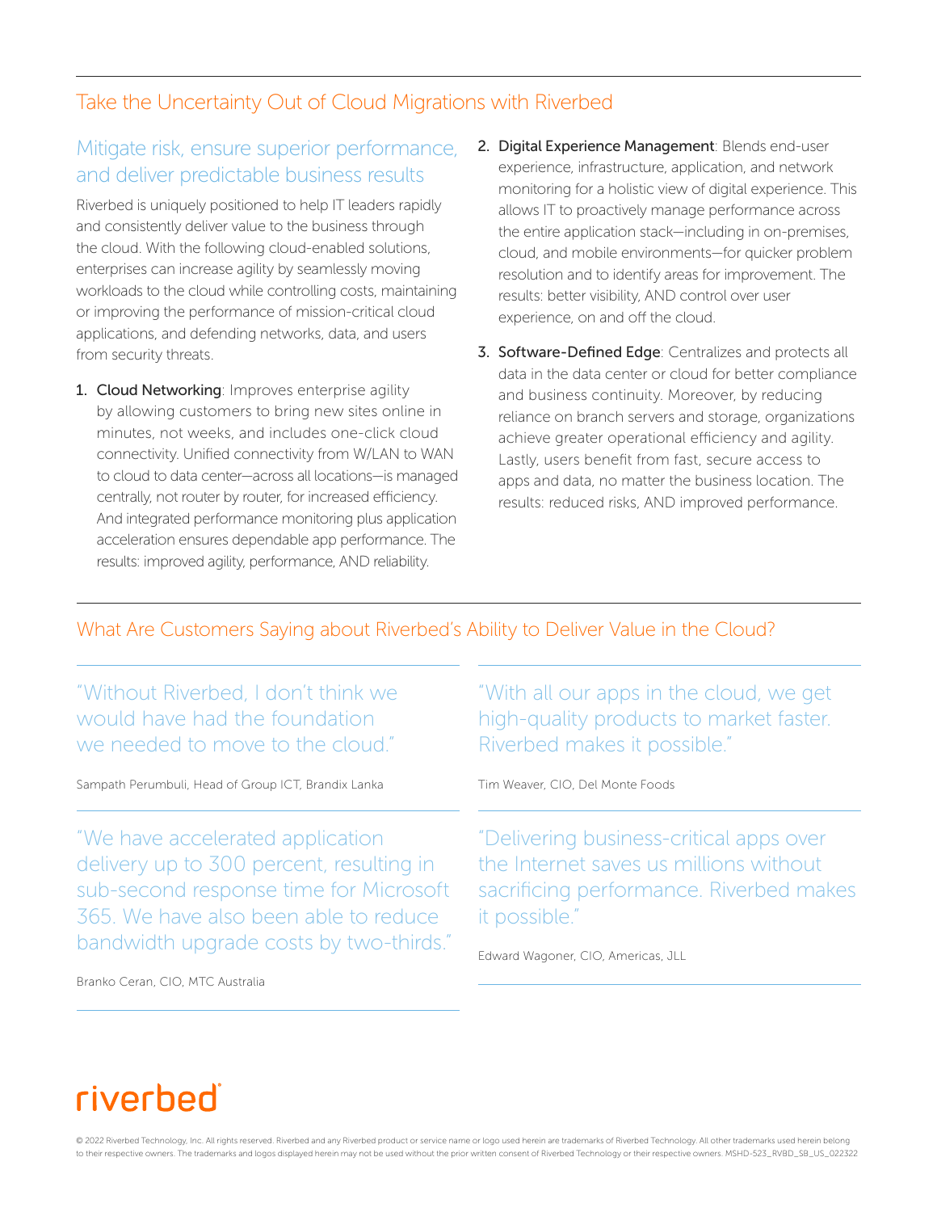## Take the Uncertainty Out of Cloud Migrations with Riverbed

### Mitigate risk, ensure superior performance, and deliver predictable business results

Riverbed is uniquely positioned to help IT leaders rapidly and consistently deliver value to the business through the cloud. With the following cloud-enabled solutions, enterprises can increase agility by seamlessly moving workloads to the cloud while controlling costs, maintaining or improving the performance of mission-critical cloud applications, and defending networks, data, and users from security threats.

1. **Cloud Networking**: Improves enterprise agility by allowing customers to bring new sites online in minutes, not weeks, and includes one-click cloud connectivity. Unified connectivity from W/LAN to WAN to cloud to data center—across all locations—is managed centrally, not router by router, for increased efficiency. And integrated performance monitoring plus application acceleration ensures dependable app performance. The results: improved agility, performance, AND reliability.
2. **Digital Experience Management**: Blends end-user experience, infrastructure, application, and network monitoring for a holistic view of digital experience. This allows IT to proactively manage performance across the entire application stack—including in on-premises, cloud, and mobile environments—for quicker problem resolution and to identify areas for improvement. The results: better visibility, AND control over user experience, on and off the cloud.
3. **Software-Defined Edge**: Centralizes and protects all data in the data center or cloud for better compliance and business continuity. Moreover, by reducing reliance on branch servers and storage, organizations achieve greater operational efficiency and agility. Lastly, users benefit from fast, secure access to apps and data, no matter the business location. The results: reduced risks, AND improved performance.

## What Are Customers Saying about Riverbed's Ability to Deliver Value in the Cloud?

"Without Riverbed, I don't think we would have had the foundation we needed to move to the cloud."

Sampath Perumbuli, Head of Group ICT, Brandix Lanka

"We have accelerated application delivery up to 300 percent, resulting in sub-second response time for Microsoft 365. We have also been able to reduce bandwidth upgrade costs by two-thirds."

Branko Ceran, CIO, MTC Australia

"With all our apps in the cloud, we get high-quality products to market faster. Riverbed makes it possible."

Tim Weaver, CIO, Del Monte Foods

"Delivering business-critical apps over the Internet saves us millions without sacrificing performance. Riverbed makes it possible."

Edward Wagoner, CIO, Americas, JLL

riverbed

© 2022 Riverbed Technology, Inc. All rights reserved. Riverbed and any Riverbed product or service name or logo used herein are trademarks of Riverbed Technology. All other trademarks used herein belong to their respective owners. The trademarks and logos displayed herein may not be used without the prior written consent of Riverbed Technology or their respective owners. MSHD-523_RVBD_SB_US_022322